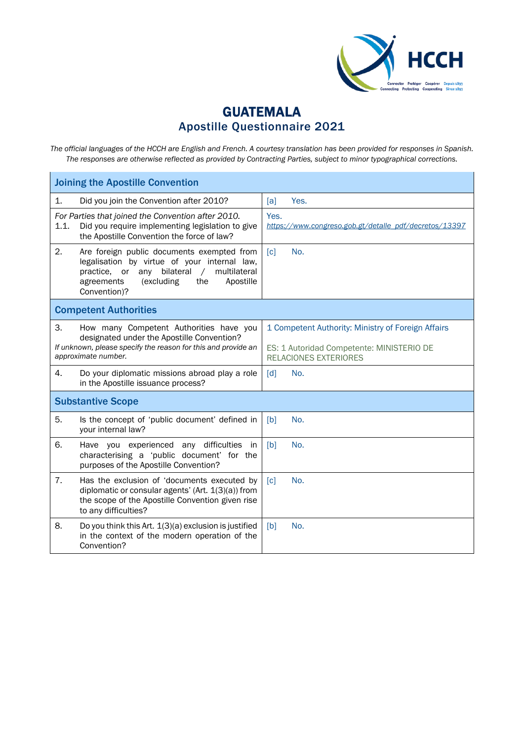# GUATEMALA
## Apostille Questionnaire 2021

*The official languages of the HCCH are English and French. A courtesy translation has been provided for responses in Spanish. The responses are otherwise reflected as provided by Contracting Parties, subject to minor typographical corrections.*

| Joining the Apostille Convention | |
|---|---|
| 1. Did you join the Convention after 2010? | [a] Yes. |
| *For Parties that joined the Convention after 2010.* 1.1. Did you require implementing legislation to give the Apostille Convention the force of law? | Yes. *https://www.congreso.gob.gt/detalle_pdf/decretos/13397* |
| 2. Are foreign public documents exempted from legalisation by virtue of your internal law, practice, or any bilateral / multilateral agreements (excluding the Apostille Convention)? | [c] No. |
| **Competent Authorities** | |
| 3. How many Competent Authorities have you designated under the Apostille Convention? *If unknown, please specify the reason for this and provide an approximate number.* | 1 Competent Authority: Ministry of Foreign Affairs<br><br>ES: 1 Autoridad Competente: MINISTERIO DE RELACIONES EXTERIORES |
| 4. Do your diplomatic missions abroad play a role in the Apostille issuance process? | [d] No. |
| **Substantive Scope** | |
| 5. Is the concept of 'public document' defined in your internal law? | [b] No. |
| 6. Have you experienced any difficulties in characterising a 'public document' for the purposes of the Apostille Convention? | [b] No. |
| 7. Has the exclusion of 'documents executed by diplomatic or consular agents' (Art. 1(3)(a)) from the scope of the Apostille Convention given rise to any difficulties? | [c] No. |
| 8. Do you think this Art. 1(3)(a) exclusion is justified in the context of the modern operation of the Convention? | [b] No. |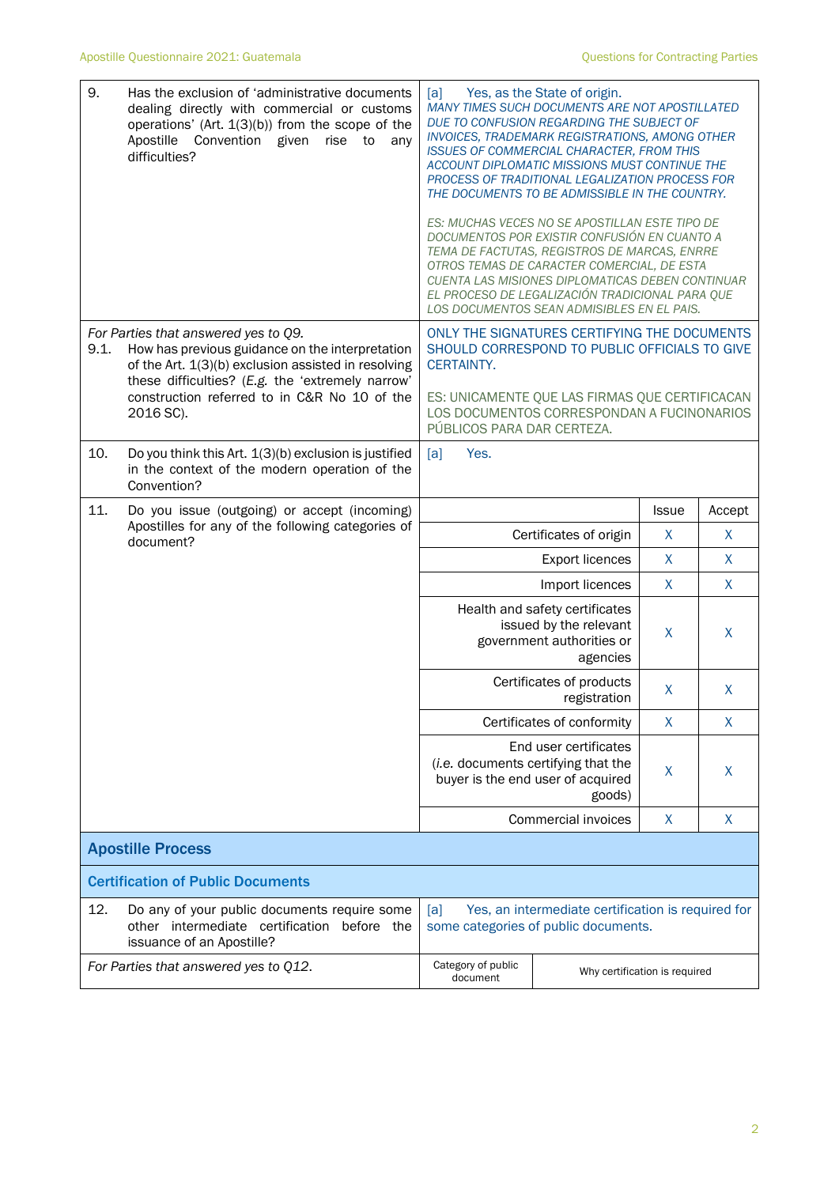| | |
|---|---|
| 9. Has the exclusion of 'administrative documents dealing directly with commercial or customs operations' (Art. 1(3)(b)) from the scope of the Apostille Convention given rise to any difficulties? | [a] Yes, as the State of origin. *MANY TIMES SUCH DOCUMENTS ARE NOT APOSTILLATED DUE TO CONFUSION REGARDING THE SUBJECT OF INVOICES, TRADEMARK REGISTRATIONS, AMONG OTHER ISSUES OF COMMERCIAL CHARACTER, FROM THIS ACCOUNT DIPLOMATIC MISSIONS MUST CONTINUE THE PROCESS OF TRADITIONAL LEGALIZATION PROCESS FOR THE DOCUMENTS TO BE ADMISSIBLE IN THE COUNTRY.*<br><br>*ES: MUCHAS VECES NO SE APOSTILLAN ESTE TIPO DE DOCUMENTOS POR EXISTIR CONFUSIÓN EN CUANTO A TEMA DE FACTUTAS, REGISTROS DE MARCAS, ENRRE OTROS TEMAS DE CARACTER COMERCIAL, DE ESTA CUENTA LAS MISIONES DIPLOMATICAS DEBEN CONTINUAR EL PROCESO DE LEGALIZACIÓN TRADICIONAL PARA QUE LOS DOCUMENTOS SEAN ADMISIBLES EN EL PAIS.* |
| *For Parties that answered yes to Q9.*<br>9.1. How has previous guidance on the interpretation of the Art. 1(3)(b) exclusion assisted in resolving these difficulties? (*E.g.* the 'extremely narrow' construction referred to in C&R No 10 of the 2016 SC). | ONLY THE SIGNATURES CERTIFYING THE DOCUMENTS SHOULD CORRESPOND TO PUBLIC OFFICIALS TO GIVE CERTAINTY.<br><br>ES: UNICAMENTE QUE LAS FIRMAS QUE CERTIFICACAN LOS DOCUMENTOS CORRESPONDAN A FUCINONARIOS PÚBLICOS PARA DAR CERTEZA. |
| 10. Do you think this Art. 1(3)(b) exclusion is justified in the context of the modern operation of the Convention? | [a] Yes. |

11. Do you issue (outgoing) or accept (incoming) Apostilles for any of the following categories of document?

| | Issue | Accept |
|---|---|---|
| Certificates of origin | X | X |
| Export licences | X | X |
| Import licences | X | X |
| Health and safety certificates issued by the relevant government authorities or agencies | X | X |
| Certificates of products registration | X | X |
| Certificates of conformity | X | X |
| End user certificates (*i.e.* documents certifying that the buyer is the end user of acquired goods) | X | X |
| Commercial invoices | X | X |

## Apostille Process

### Certification of Public Documents

| | |
|---|---|
| 12. Do any of your public documents require some other intermediate certification before the issuance of an Apostille? | [a] Yes, an intermediate certification is required for some categories of public documents. |

| *For Parties that answered yes to Q12.* | Category of public document | Why certification is required |
|---|---|---|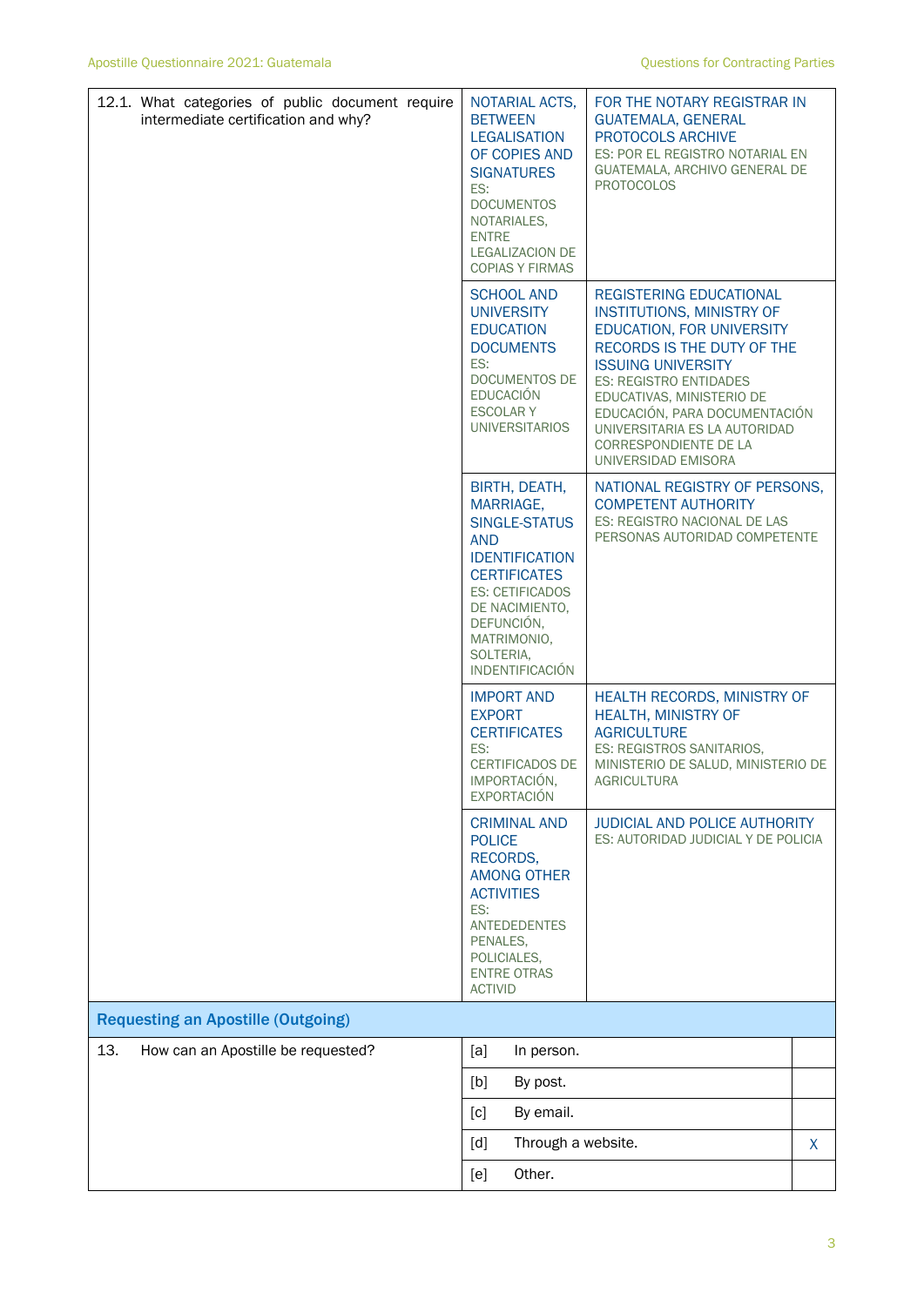| | | |
|---|---|---|
| 12.1. What categories of public document require intermediate certification and why? | NOTARIAL ACTS, BETWEEN LEGALISATION OF COPIES AND SIGNATURES<br>ES: DOCUMENTOS NOTARIALES, ENTRE LEGALIZACION DE COPIAS Y FIRMAS | FOR THE NOTARY REGISTRAR IN GUATEMALA, GENERAL PROTOCOLS ARCHIVE<br>ES: POR EL REGISTRO NOTARIAL EN GUATEMALA, ARCHIVO GENERAL DE PROTOCOLOS |
| | SCHOOL AND UNIVERSITY EDUCATION DOCUMENTS<br>ES: DOCUMENTOS DE EDUCACIÓN ESCOLAR Y UNIVERSITARIOS | REGISTERING EDUCATIONAL INSTITUTIONS, MINISTRY OF EDUCATION, FOR UNIVERSITY RECORDS IS THE DUTY OF THE ISSUING UNIVERSITY<br>ES: REGISTRO ENTIDADES EDUCATIVAS, MINISTERIO DE EDUCACIÓN, PARA DOCUMENTACIÓN UNIVERSITARIA ES LA AUTORIDAD CORRESPONDIENTE DE LA UNIVERSIDAD EMISORA |
| | BIRTH, DEATH, MARRIAGE, SINGLE-STATUS AND IDENTIFICATION CERTIFICATES<br>ES: CETIFICADOS DE NACIMIENTO, DEFUNCIÓN, MATRIMONIO, SOLTERIA, INDENTIFICACIÓN | NATIONAL REGISTRY OF PERSONS, COMPETENT AUTHORITY<br>ES: REGISTRO NACIONAL DE LAS PERSONAS AUTORIDAD COMPETENTE |
| | IMPORT AND EXPORT CERTIFICATES<br>ES: CERTIFICADOS DE IMPORTACIÓN, EXPORTACIÓN | HEALTH RECORDS, MINISTRY OF HEALTH, MINISTRY OF AGRICULTURE<br>ES: REGISTROS SANITARIOS, MINISTERIO DE SALUD, MINISTERIO DE AGRICULTURA |
| | CRIMINAL AND POLICE RECORDS, AMONG OTHER ACTIVITIES<br>ES: ANTEDEDENTES PENALES, POLICIALES, ENTRE OTRAS ACTIVID | JUDICIAL AND POLICE AUTHORITY<br>ES: AUTORIDAD JUDICIAL Y DE POLICIA |

## Requesting an Apostille (Outgoing)

| | | |
|---|---|---|
| 13. How can an Apostille be requested? | [a] In person. | |
| | [b] By post. | |
| | [c] By email. | |
| | [d] Through a website. | X |
| | [e] Other. | |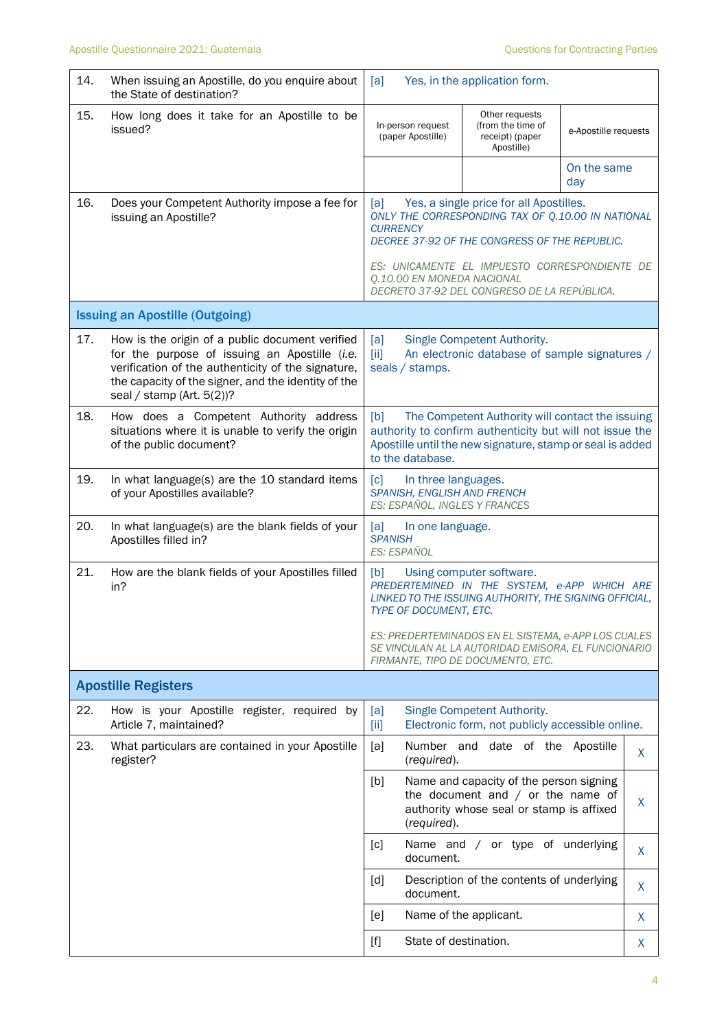| | | |
|---|---|---|
| 14. | When issuing an Apostille, do you enquire about the State of destination? | [a] Yes, in the application form. |
| 15. | How long does it take for an Apostille to be issued? | In-person request (paper Apostille): <br> Other requests (from the time of receipt) (paper Apostille): <br> e-Apostille requests: On the same day |
| 16. | Does your Competent Authority impose a fee for issuing an Apostille? | [a] Yes, a single price for all Apostilles.<br>*ONLY THE CORRESPONDING TAX OF Q.10.00 IN NATIONAL CURRENCY*<br>*DECREE 37-92 OF THE CONGRESS OF THE REPUBLIC.*<br><br>*ES: UNICAMENTE EL IMPUESTO CORRESPONDIENTE DE Q.10.00 EN MONEDA NACIONAL*<br>*DECRETO 37-92 DEL CONGRESO DE LA REPÚBLICA.* |

## Issuing an Apostille (Outgoing)

| | | |
|---|---|---|
| 17. | How is the origin of a public document verified for the purpose of issuing an Apostille (*i.e.* verification of the authenticity of the signature, the capacity of the signer, and the identity of the seal / stamp (Art. 5(2))? | [a] Single Competent Authority.<br>[ii] An electronic database of sample signatures / seals / stamps. |
| 18. | How does a Competent Authority address situations where it is unable to verify the origin of the public document? | [b] The Competent Authority will contact the issuing authority to confirm authenticity but will not issue the Apostille until the new signature, stamp or seal is added to the database. |
| 19. | In what language(s) are the 10 standard items of your Apostilles available? | [c] In three languages.<br>*SPANISH, ENGLISH AND FRENCH*<br>*ES: ESPAÑOL, INGLES Y FRANCES* |
| 20. | In what language(s) are the blank fields of your Apostilles filled in? | [a] In one language.<br>*SPANISH*<br>*ES: ESPAÑOL* |
| 21. | How are the blank fields of your Apostilles filled in? | [b] Using computer software.<br>*PREDERTEMINED IN THE SYSTEM, e-APP WHICH ARE LINKED TO THE ISSUING AUTHORITY, THE SIGNING OFFICIAL, TYPE OF DOCUMENT, ETC.*<br><br>*ES: PREDERTEMINADOS EN EL SISTEMA, e-APP LOS CUALES SE VINCULAN AL LA AUTORIDAD EMISORA, EL FUNCIONARIO FIRMANTE, TIPO DE DOCUMENTO, ETC.* |

## Apostille Registers

| | | | |
|---|---|---|---|
| 22. | How is your Apostille register, required by Article 7, maintained? | [a] Single Competent Authority.<br>[ii] Electronic form, not publicly accessible online. | |
| 23. | What particulars are contained in your Apostille register? | [a] Number and date of the Apostille (*required*). | X |
| | | [b] Name and capacity of the person signing the document and / or the name of authority whose seal or stamp is affixed (*required*). | X |
| | | [c] Name and / or type of underlying document. | X |
| | | [d] Description of the contents of underlying document. | X |
| | | [e] Name of the applicant. | X |
| | | [f] State of destination. | X |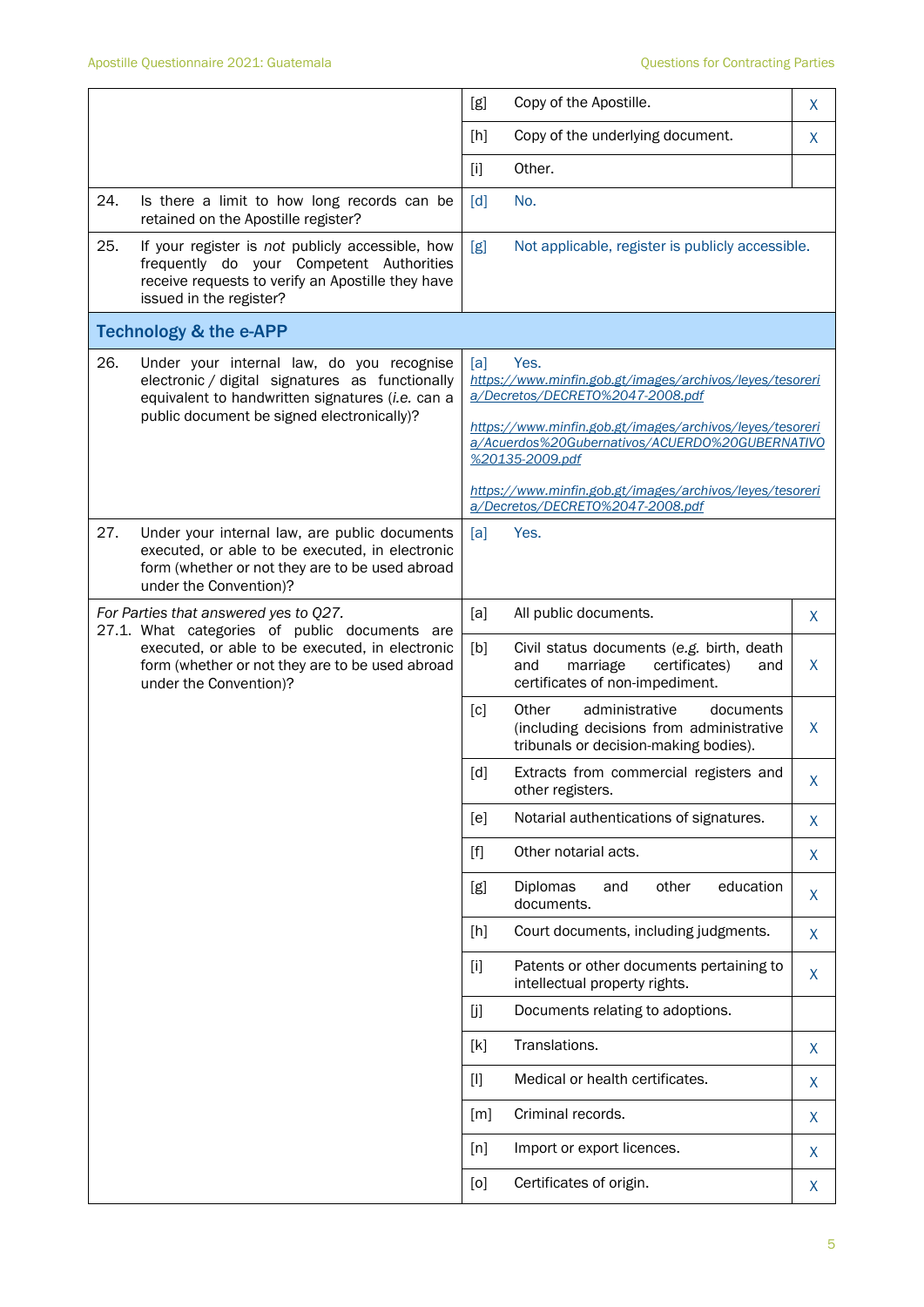| | | | |
|---|---|---|---|
| | [g] | Copy of the Apostille. | X |
| | [h] | Copy of the underlying document. | X |
| | [i] | Other. | |
| 24. Is there a limit to how long records can be retained on the Apostille register? | [d] | No. | |
| 25. If your register is *not* publicly accessible, how frequently do your Competent Authorities receive requests to verify an Apostille they have issued in the register? | [g] | Not applicable, register is publicly accessible. | |
| **Technology & the e-APP** | | | |
| 26. Under your internal law, do you recognise electronic / digital signatures as functionally equivalent to handwritten signatures (*i.e.* can a public document be signed electronically)? | [a] | Yes. https://www.minfin.gob.gt/images/archivos/leyes/tesoreria/Decretos/DECRETO%2047-2008.pdf https://www.minfin.gob.gt/images/archivos/leyes/tesoreria/Acuerdos%20Gubernativos/ACUERDO%20GUBERNATIVO%20135-2009.pdf https://www.minfin.gob.gt/images/archivos/leyes/tesoreria/Decretos/DECRETO%2047-2008.pdf | |
| 27. Under your internal law, are public documents executed, or able to be executed, in electronic form (whether or not they are to be used abroad under the Convention)? | [a] | Yes. | |
| *For Parties that answered yes to Q27.* 27.1. What categories of public documents are executed, or able to be executed, in electronic form (whether or not they are to be used abroad under the Convention)? | [a] | All public documents. | X |
| | [b] | Civil status documents (*e.g.* birth, death and marriage certificates) and certificates of non-impediment. | X |
| | [c] | Other administrative documents (including decisions from administrative tribunals or decision-making bodies). | X |
| | [d] | Extracts from commercial registers and other registers. | X |
| | [e] | Notarial authentications of signatures. | X |
| | [f] | Other notarial acts. | X |
| | [g] | Diplomas and other education documents. | X |
| | [h] | Court documents, including judgments. | X |
| | [i] | Patents or other documents pertaining to intellectual property rights. | X |
| | [j] | Documents relating to adoptions. | |
| | [k] | Translations. | X |
| | [l] | Medical or health certificates. | X |
| | [m] | Criminal records. | X |
| | [n] | Import or export licences. | X |
| | [o] | Certificates of origin. | X |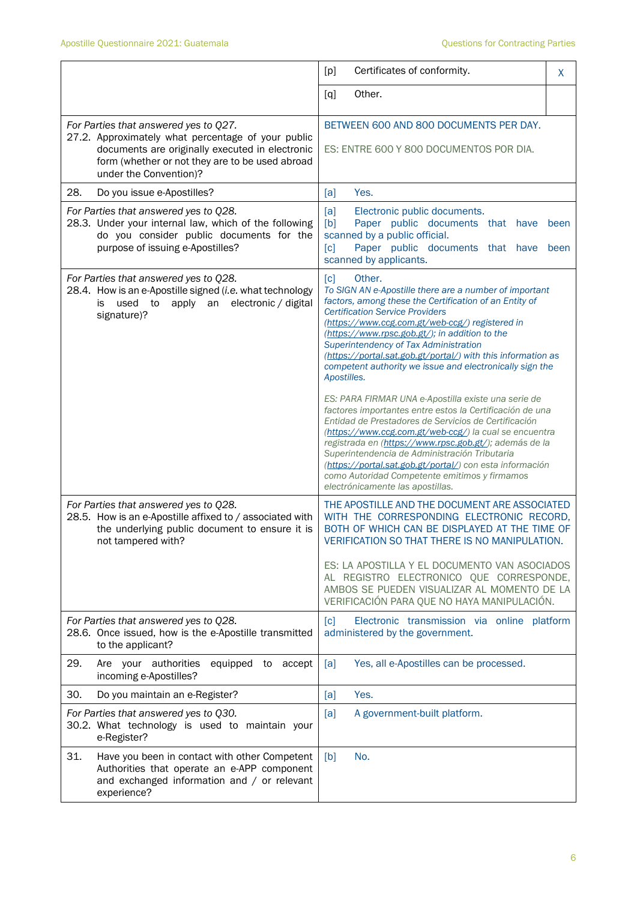| | | |
|---|---|---|
| | [p] Certificates of conformity. | X |
| | [q] Other. | |
| *For Parties that answered yes to Q27.*<br>27.2. Approximately what percentage of your public documents are originally executed in electronic form (whether or not they are to be used abroad under the Convention)? | BETWEEN 600 AND 800 DOCUMENTS PER DAY.<br><br>ES: ENTRE 600 Y 800 DOCUMENTOS POR DIA. | |
| 28. Do you issue e-Apostilles? | [a] Yes. | |
| *For Parties that answered yes to Q28.*<br>28.3. Under your internal law, which of the following do you consider public documents for the purpose of issuing e-Apostilles? | [a] Electronic public documents.<br>[b] Paper public documents that have been scanned by a public official.<br>[c] Paper public documents that have been scanned by applicants. | |
| *For Parties that answered yes to Q28.*<br>28.4. How is an e-Apostille signed (*i.e.* what technology is used to apply an electronic / digital signature)? | [c] Other.<br>*To SIGN AN e-Apostille there are a number of important factors, among these the Certification of an Entity of Certification Service Providers (https://www.ccg.com.gt/web-ccg/) registered in (https://www.rpsc.gob.gt/); in addition to the Superintendency of Tax Administration (https://portal.sat.gob.gt/portal/) with this information as competent authority we issue and electronically sign the Apostilles.*<br><br>*ES: PARA FIRMAR UNA e-Apostilla existe una serie de factores importantes entre estos la Certificación de una Entidad de Prestadores de Servicios de Certificación (https://www.ccg.com.gt/web-ccg/) la cual se encuentra registrada en (https://www.rpsc.gob.gt/); además de la Superintendencia de Administración Tributaria (https://portal.sat.gob.gt/portal/) con esta información como Autoridad Competente emitimos y firmamos electrónicamente las apostillas.* | |
| *For Parties that answered yes to Q28.*<br>28.5. How is an e-Apostille affixed to / associated with the underlying public document to ensure it is not tampered with? | THE APOSTILLE AND THE DOCUMENT ARE ASSOCIATED WITH THE CORRESPONDING ELECTRONIC RECORD, BOTH OF WHICH CAN BE DISPLAYED AT THE TIME OF VERIFICATION SO THAT THERE IS NO MANIPULATION.<br><br>ES: LA APOSTILLA Y EL DOCUMENTO VAN ASOCIADOS AL REGISTRO ELECTRONICO QUE CORRESPONDE, AMBOS SE PUEDEN VISUALIZAR AL MOMENTO DE LA VERIFICACIÓN PARA QUE NO HAYA MANIPULACIÓN. | |
| *For Parties that answered yes to Q28.*<br>28.6. Once issued, how is the e-Apostille transmitted to the applicant? | [c] Electronic transmission via online platform administered by the government. | |
| 29. Are your authorities equipped to accept incoming e-Apostilles? | [a] Yes, all e-Apostilles can be processed. | |
| 30. Do you maintain an e-Register? | [a] Yes. | |
| *For Parties that answered yes to Q30.*<br>30.2. What technology is used to maintain your e-Register? | [a] A government-built platform. | |
| 31. Have you been in contact with other Competent Authorities that operate an e-APP component and exchanged information and / or relevant experience? | [b] No. | |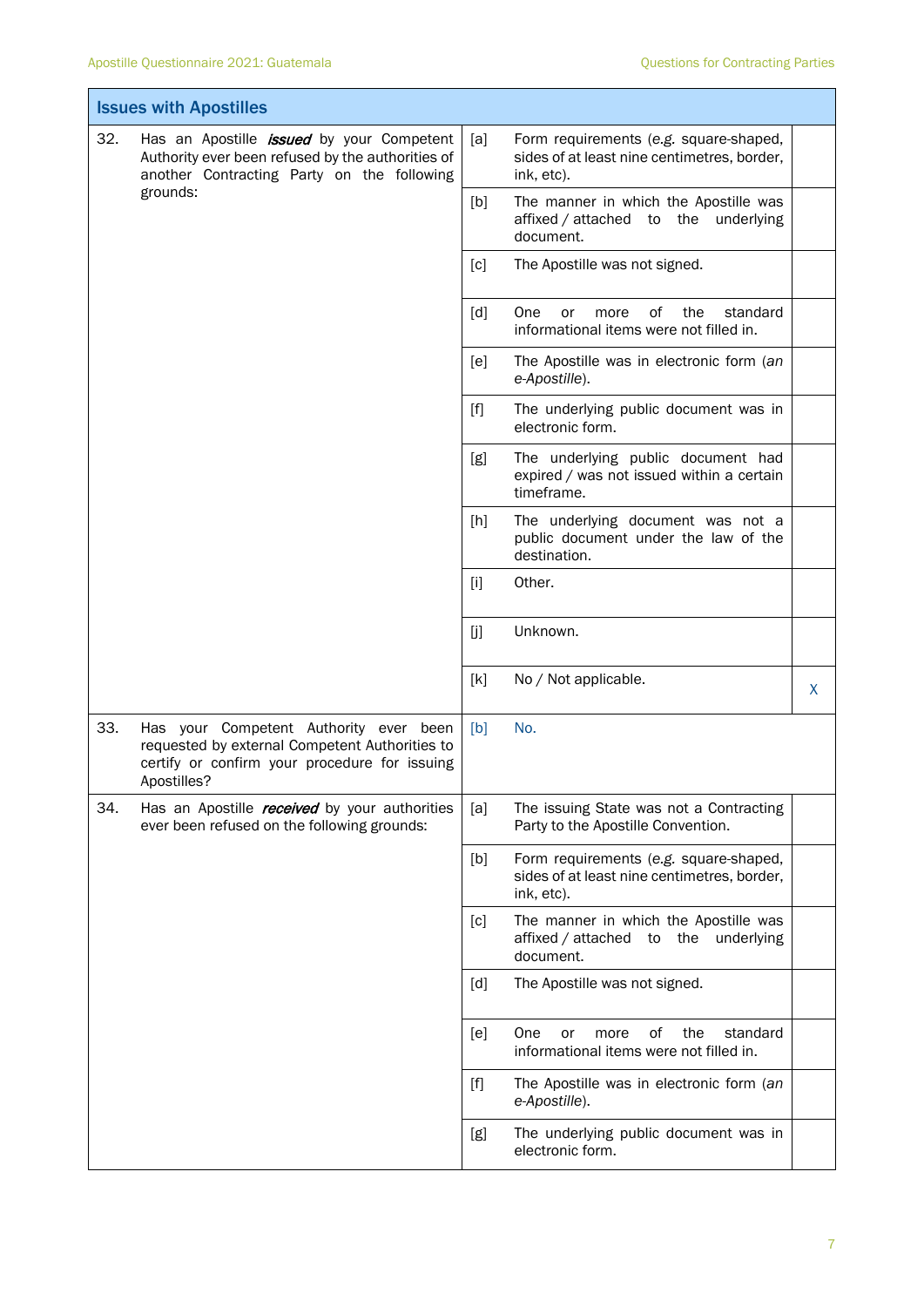## Issues with Apostilles

| | Question | | Option | |
|---|---|---|---|---|
| 32. | Has an Apostille ***issued*** by your Competent Authority ever been refused by the authorities of another Contracting Party on the following grounds: | [a] | Form requirements (e.g. square-shaped, sides of at least nine centimetres, border, ink, etc). | |
| | | [b] | The manner in which the Apostille was affixed / attached to the underlying document. | |
| | | [c] | The Apostille was not signed. | |
| | | [d] | One or more of the standard informational items were not filled in. | |
| | | [e] | The Apostille was in electronic form (*an e-Apostille*). | |
| | | [f] | The underlying public document was in electronic form. | |
| | | [g] | The underlying public document had expired / was not issued within a certain timeframe. | |
| | | [h] | The underlying document was not a public document under the law of the destination. | |
| | | [i] | Other. | |
| | | [j] | Unknown. | |
| | | [k] | No / Not applicable. | X |
| 33. | Has your Competent Authority ever been requested by external Competent Authorities to certify or confirm your procedure for issuing Apostilles? | [b] | No. | |
| 34. | Has an Apostille ***received*** by your authorities ever been refused on the following grounds: | [a] | The issuing State was not a Contracting Party to the Apostille Convention. | |
| | | [b] | Form requirements (e.g. square-shaped, sides of at least nine centimetres, border, ink, etc). | |
| | | [c] | The manner in which the Apostille was affixed / attached to the underlying document. | |
| | | [d] | The Apostille was not signed. | |
| | | [e] | One or more of the standard informational items were not filled in. | |
| | | [f] | The Apostille was in electronic form (*an e-Apostille*). | |
| | | [g] | The underlying public document was in electronic form. | |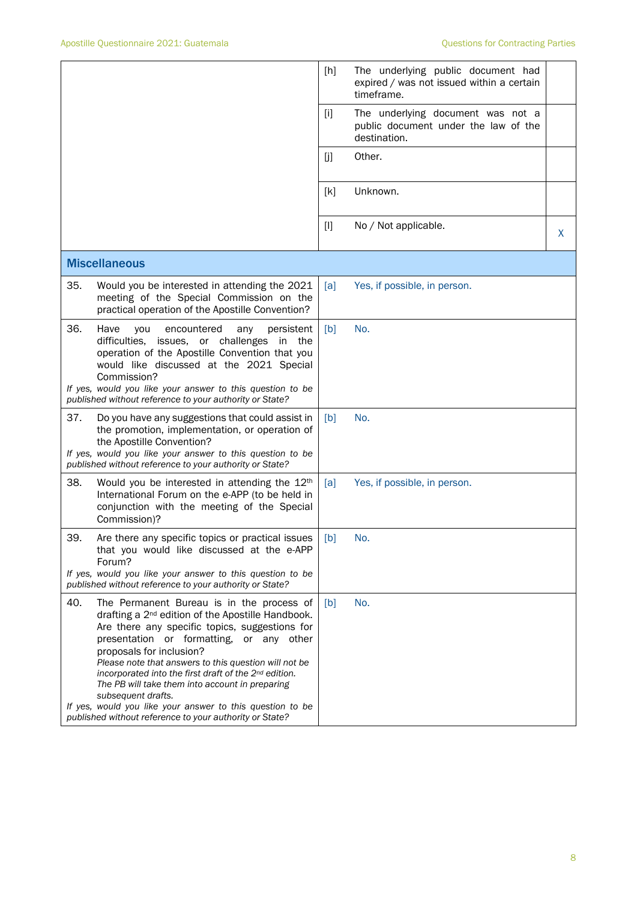| | | | |
|---|---|---|---|
| | [h] | The underlying public document had expired / was not issued within a certain timeframe. | |
| | [i] | The underlying document was not a public document under the law of the destination. | |
| | [j] | Other. | |
| | [k] | Unknown. | |
| | [l] | No / Not applicable. | X |

## Miscellaneous

| | | |
|---|---|---|
| 35. Would you be interested in attending the 2021 meeting of the Special Commission on the practical operation of the Apostille Convention? | [a] | Yes, if possible, in person. |
| 36. Have you encountered any persistent difficulties, issues, or challenges in the operation of the Apostille Convention that you would like discussed at the 2021 Special Commission? *If yes, would you like your answer to this question to be published without reference to your authority or State?* | [b] | No. |
| 37. Do you have any suggestions that could assist in the promotion, implementation, or operation of the Apostille Convention? *If yes, would you like your answer to this question to be published without reference to your authority or State?* | [b] | No. |
| 38. Would you be interested in attending the 12th International Forum on the e-APP (to be held in conjunction with the meeting of the Special Commission)? | [a] | Yes, if possible, in person. |
| 39. Are there any specific topics or practical issues that you would like discussed at the e-APP Forum? *If yes, would you like your answer to this question to be published without reference to your authority or State?* | [b] | No. |
| 40. The Permanent Bureau is in the process of drafting a 2nd edition of the Apostille Handbook. Are there any specific topics, suggestions for presentation or formatting, or any other proposals for inclusion? *Please note that answers to this question will not be incorporated into the first draft of the 2nd edition. The PB will take them into account in preparing subsequent drafts.* *If yes, would you like your answer to this question to be published without reference to your authority or State?* | [b] | No. |